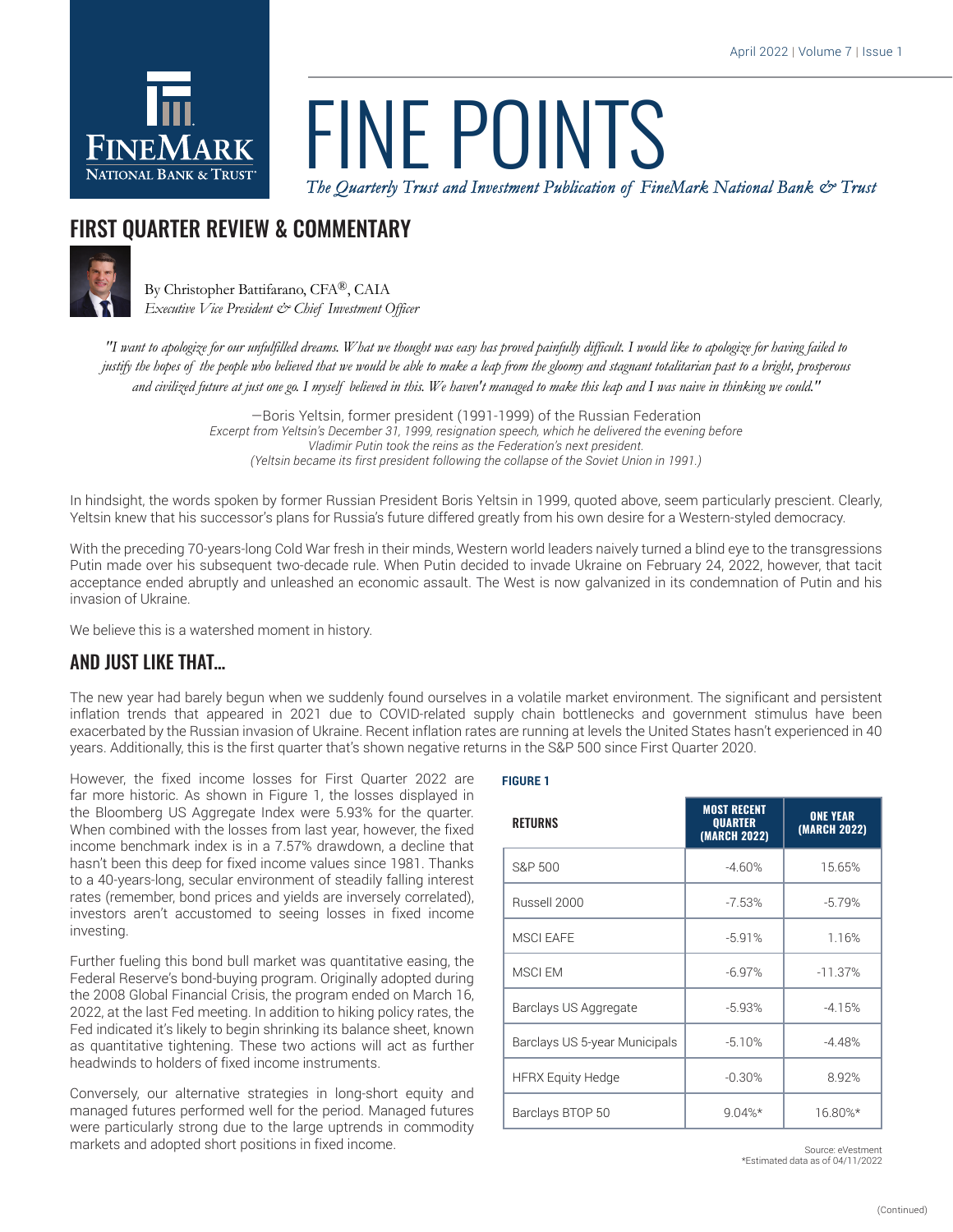# FINE POINTS

*The Quarterly Trust and Investment Publication of FineMark National Bank & Trust*

April 2022 | Volume 7 | Issue 1

## FIRST QUARTER REVIEW & COMMENTARY

By Christopher Battifarano, CFA®, CAIA
*Executive Vice President & Chief Investment Officer*

*"I want to apologize for our unfulfilled dreams. What we thought was easy has proved painfully difficult. I would like to apologize for having failed to justify the hopes of the people who believed that we would be able to make a leap from the gloomy and stagnant totalitarian past to a bright, prosperous and civilized future at just one go. I myself believed in this. We haven't managed to make this leap and I was naive in thinking we could."*

—Boris Yeltsin, former president (1991-1999) of the Russian Federation
*Excerpt from Yeltsin's December 31, 1999, resignation speech, which he delivered the evening before Vladimir Putin took the reins as the Federation's next president.*
*(Yeltsin became its first president following the collapse of the Soviet Union in 1991.)*

In hindsight, the words spoken by former Russian President Boris Yeltsin in 1999, quoted above, seem particularly prescient. Clearly, Yeltsin knew that his successor's plans for Russia's future differed greatly from his own desire for a Western-styled democracy.

With the preceding 70-years-long Cold War fresh in their minds, Western world leaders naively turned a blind eye to the transgressions Putin made over his subsequent two-decade rule. When Putin decided to invade Ukraine on February 24, 2022, however, that tacit acceptance ended abruptly and unleashed an economic assault. The West is now galvanized in its condemnation of Putin and his invasion of Ukraine.

We believe this is a watershed moment in history.

## AND JUST LIKE THAT...

The new year had barely begun when we suddenly found ourselves in a volatile market environment. The significant and persistent inflation trends that appeared in 2021 due to COVID-related supply chain bottlenecks and government stimulus have been exacerbated by the Russian invasion of Ukraine. Recent inflation rates are running at levels the United States hasn't experienced in 40 years. Additionally, this is the first quarter that's shown negative returns in the S&P 500 since First Quarter 2020.

However, the fixed income losses for First Quarter 2022 are far more historic. As shown in Figure 1, the losses displayed in the Bloomberg US Aggregate Index were 5.93% for the quarter. When combined with the losses from last year, however, the fixed income benchmark index is in a 7.57% drawdown, a decline that hasn't been this deep for fixed income values since 1981. Thanks to a 40-years-long, secular environment of steadily falling interest rates (remember, bond prices and yields are inversely correlated), investors aren't accustomed to seeing losses in fixed income investing.

Further fueling this bond bull market was quantitative easing, the Federal Reserve's bond-buying program. Originally adopted during the 2008 Global Financial Crisis, the program ended on March 16, 2022, at the last Fed meeting. In addition to hiking policy rates, the Fed indicated it's likely to begin shrinking its balance sheet, known as quantitative tightening. These two actions will act as further headwinds to holders of fixed income instruments.

Conversely, our alternative strategies in long-short equity and managed futures performed well for the period. Managed futures were particularly strong due to the large uptrends in commodity markets and adopted short positions in fixed income.

**FIGURE 1**

| RETURNS | MOST RECENT QUARTER (MARCH 2022) | ONE YEAR (MARCH 2022) |
|---|---|---|
| S&P 500 | -4.60% | 15.65% |
| Russell 2000 | -7.53% | -5.79% |
| MSCI EAFE | -5.91% | 1.16% |
| MSCI EM | -6.97% | -11.37% |
| Barclays US Aggregate | -5.93% | -4.15% |
| Barclays US 5-year Municipals | -5.10% | -4.48% |
| HFRX Equity Hedge | -0.30% | 8.92% |
| Barclays BTOP 50 | 9.04%* | 16.80%* |

Source: eVestment
*Estimated data as of 04/11/2022

(Continued)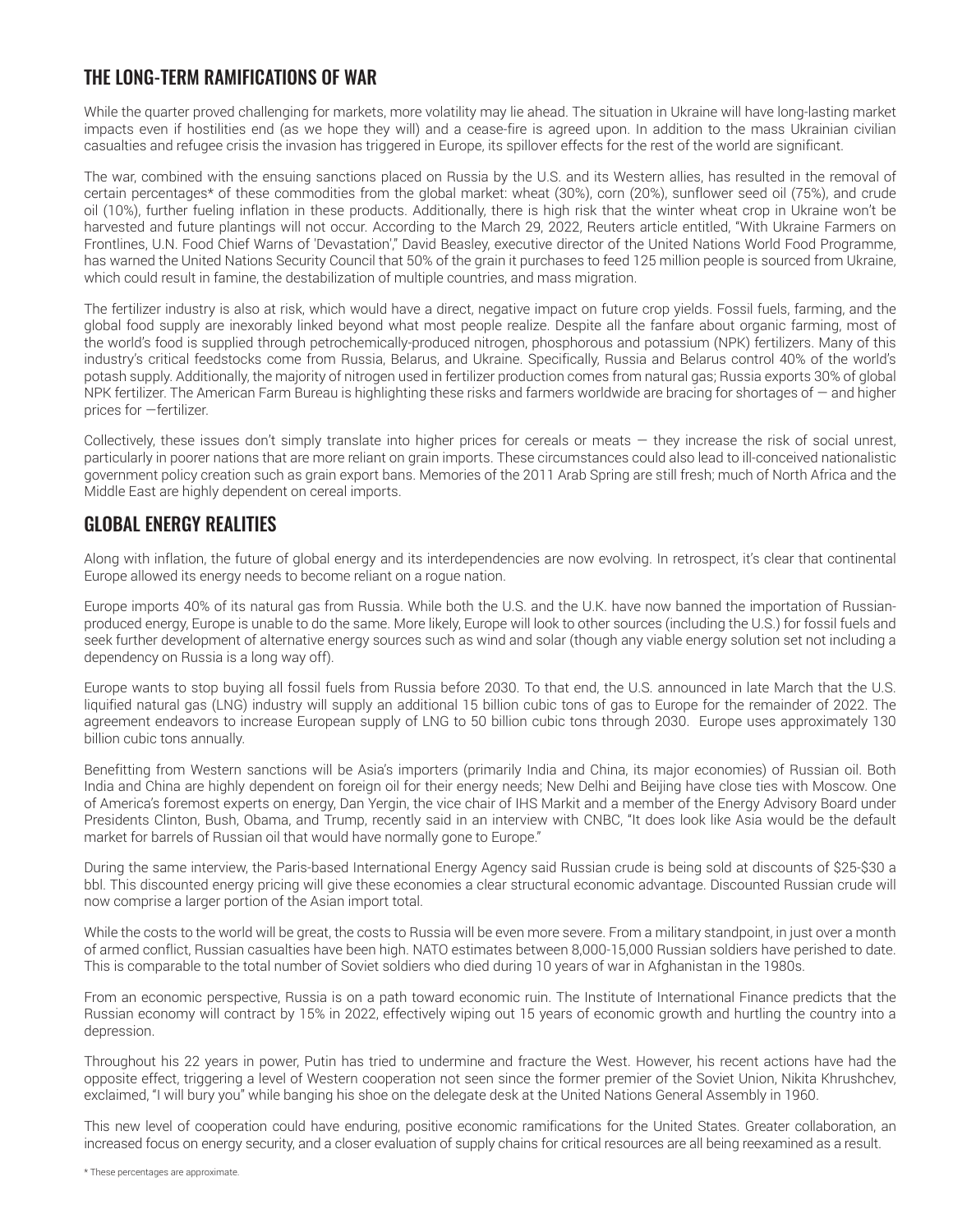## THE LONG-TERM RAMIFICATIONS OF WAR

While the quarter proved challenging for markets, more volatility may lie ahead. The situation in Ukraine will have long-lasting market impacts even if hostilities end (as we hope they will) and a cease-fire is agreed upon. In addition to the mass Ukrainian civilian casualties and refugee crisis the invasion has triggered in Europe, its spillover effects for the rest of the world are significant.

The war, combined with the ensuing sanctions placed on Russia by the U.S. and its Western allies, has resulted in the removal of certain percentages* of these commodities from the global market: wheat (30%), corn (20%), sunflower seed oil (75%), and crude oil (10%), further fueling inflation in these products. Additionally, there is high risk that the winter wheat crop in Ukraine won't be harvested and future plantings will not occur. According to the March 29, 2022, Reuters article entitled, "With Ukraine Farmers on Frontlines, U.N. Food Chief Warns of 'Devastation'," David Beasley, executive director of the United Nations World Food Programme, has warned the United Nations Security Council that 50% of the grain it purchases to feed 125 million people is sourced from Ukraine, which could result in famine, the destabilization of multiple countries, and mass migration.

The fertilizer industry is also at risk, which would have a direct, negative impact on future crop yields. Fossil fuels, farming, and the global food supply are inexorably linked beyond what most people realize. Despite all the fanfare about organic farming, most of the world's food is supplied through petrochemically-produced nitrogen, phosphorous and potassium (NPK) fertilizers. Many of this industry's critical feedstocks come from Russia, Belarus, and Ukraine. Specifically, Russia and Belarus control 40% of the world's potash supply. Additionally, the majority of nitrogen used in fertilizer production comes from natural gas; Russia exports 30% of global NPK fertilizer. The American Farm Bureau is highlighting these risks and farmers worldwide are bracing for shortages of — and higher prices for —fertilizer.

Collectively, these issues don't simply translate into higher prices for cereals or meats — they increase the risk of social unrest, particularly in poorer nations that are more reliant on grain imports. These circumstances could also lead to ill-conceived nationalistic government policy creation such as grain export bans. Memories of the 2011 Arab Spring are still fresh; much of North Africa and the Middle East are highly dependent on cereal imports.

## GLOBAL ENERGY REALITIES

Along with inflation, the future of global energy and its interdependencies are now evolving. In retrospect, it's clear that continental Europe allowed its energy needs to become reliant on a rogue nation.

Europe imports 40% of its natural gas from Russia. While both the U.S. and the U.K. have now banned the importation of Russian-produced energy, Europe is unable to do the same. More likely, Europe will look to other sources (including the U.S.) for fossil fuels and seek further development of alternative energy sources such as wind and solar (though any viable energy solution set not including a dependency on Russia is a long way off).

Europe wants to stop buying all fossil fuels from Russia before 2030. To that end, the U.S. announced in late March that the U.S. liquified natural gas (LNG) industry will supply an additional 15 billion cubic tons of gas to Europe for the remainder of 2022. The agreement endeavors to increase European supply of LNG to 50 billion cubic tons through 2030. Europe uses approximately 130 billion cubic tons annually.

Benefitting from Western sanctions will be Asia's importers (primarily India and China, its major economies) of Russian oil. Both India and China are highly dependent on foreign oil for their energy needs; New Delhi and Beijing have close ties with Moscow. One of America's foremost experts on energy, Dan Yergin, the vice chair of IHS Markit and a member of the Energy Advisory Board under Presidents Clinton, Bush, Obama, and Trump, recently said in an interview with CNBC, "It does look like Asia would be the default market for barrels of Russian oil that would have normally gone to Europe."

During the same interview, the Paris-based International Energy Agency said Russian crude is being sold at discounts of $25-$30 a bbl. This discounted energy pricing will give these economies a clear structural economic advantage. Discounted Russian crude will now comprise a larger portion of the Asian import total.

While the costs to the world will be great, the costs to Russia will be even more severe. From a military standpoint, in just over a month of armed conflict, Russian casualties have been high. NATO estimates between 8,000-15,000 Russian soldiers have perished to date. This is comparable to the total number of Soviet soldiers who died during 10 years of war in Afghanistan in the 1980s.

From an economic perspective, Russia is on a path toward economic ruin. The Institute of International Finance predicts that the Russian economy will contract by 15% in 2022, effectively wiping out 15 years of economic growth and hurtling the country into a depression.

Throughout his 22 years in power, Putin has tried to undermine and fracture the West. However, his recent actions have had the opposite effect, triggering a level of Western cooperation not seen since the former premier of the Soviet Union, Nikita Khrushchev, exclaimed, "I will bury you" while banging his shoe on the delegate desk at the United Nations General Assembly in 1960.

This new level of cooperation could have enduring, positive economic ramifications for the United States. Greater collaboration, an increased focus on energy security, and a closer evaluation of supply chains for critical resources are all being reexamined as a result.

* These percentages are approximate.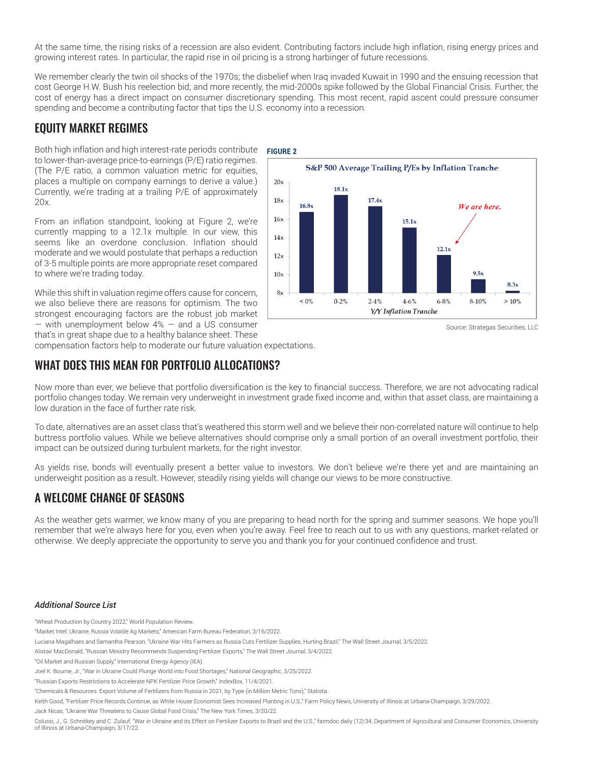At the same time, the rising risks of a recession are also evident. Contributing factors include high inflation, rising energy prices and growing interest rates. In particular, the rapid rise in oil pricing is a strong harbinger of future recessions.

We remember clearly the twin oil shocks of the 1970s; the disbelief when Iraq invaded Kuwait in 1990 and the ensuing recession that cost George H.W. Bush his reelection bid; and more recently, the mid-2000s spike followed by the Global Financial Crisis. Further, the cost of energy has a direct impact on consumer discretionary spending. This most recent, rapid ascent could pressure consumer spending and become a contributing factor that tips the U.S. economy into a recession.

## EQUITY MARKET REGIMES

Both high inflation and high interest-rate periods contribute to lower-than-average price-to-earnings (P/E) ratio regimes. (The P/E ratio, a common valuation metric for equities, places a multiple on company earnings to derive a value.) Currently, we're trading at a trailing P/E of approximately 20x.

From an inflation standpoint, looking at Figure 2, we're currently mapping to a 12.1x multiple. In our view, this seems like an overdone conclusion. Inflation should moderate and we would postulate that perhaps a reduction of 3-5 multiple points are more appropriate reset compared to where we're trading today.

While this shift in valuation regime offers cause for concern, we also believe there are reasons for optimism. The two strongest encouraging factors are the robust job market — with unemployment below 4% — and a US consumer that's in great shape due to a healthy balance sheet. These compensation factors help to moderate our future valuation expectations.

**FIGURE 2**

**S&P 500 Average Trailing P/Es by Inflation Tranche**

| Y/Y Inflation Tranche | < 0% | 0-2% | 2-4% | 4-6% | 6-8% | 8-10% | > 10% |
|---|---|---|---|---|---|---|---|
| Average Trailing P/E | 16.8x | 18.1x | 17.4x | 15.1x | 12.1x (We are here.) | 9.5x | 8.3x |

Source: Strategas Securities, LLC

## WHAT DOES THIS MEAN FOR PORTFOLIO ALLOCATIONS?

Now more than ever, we believe that portfolio diversification is the key to financial success. Therefore, we are not advocating radical portfolio changes today. We remain very underweight in investment grade fixed income and, within that asset class, are maintaining a low duration in the face of further rate risk.

To date, alternatives are an asset class that's weathered this storm well and we believe their non-correlated nature will continue to help buttress portfolio values. While we believe alternatives should comprise only a small portion of an overall investment portfolio, their impact can be outsized during turbulent markets, for the right investor.

As yields rise, bonds will eventually present a better value to investors. We don't believe we're there yet and are maintaining an underweight position as a result. However, steadily rising yields will change our views to be more constructive.

## A WELCOME CHANGE OF SEASONS

As the weather gets warmer, we know many of you are preparing to head north for the spring and summer seasons. We hope you'll remember that we're always here for you, even when you're away. Feel free to reach out to us with any questions, market-related or otherwise. We deeply appreciate the opportunity to serve you and thank you for your continued confidence and trust.

### *Additional Source List*

"Wheat Production by Country 2022," World Population Review.

"Market Intel: Ukraine, Russia Volatile Ag Markets," American Farm Bureau Federation, 3/16/2022.

Luciana Magalhaes and Samantha Pearson, "Ukraine War Hits Farmers as Russia Cuts Fertilizer Supplies, Hurting Brazil," The Wall Street Journal, 3/5/2022.

Alistair MacDonald, "Russian Ministry Recommends Suspending Fertilizer Exports," The Wall Street Journal, 3/4/2022.

"Oil Market and Russian Supply," International Energy Agency (IEA).

Joel K. Bourne, Jr., "War in Ukraine Could Plunge World into Food Shortages," National Geographic, 3/25/2022.

"Russian Exports Restrictions to Accelerate NPK Fertilizer Price Growth," IndexBox, 11/4/2021.

"Chemicals & Resources: Export Volume of Fertilizers from Russia in 2021, by Type (in Million Metric Tons)," Statista.

Keith Good, "Fertilizer Price Records Continue, as White House Economist Sees Increased Planting in U.S.," Farm Policy News, University of Illinois at Urbana-Champaign, 3/29/2022.

Jack Nicas, "Ukraine War Threatens to Cause Global Food Crisis," The New York Times, 3/20/22.

Colussi, J., G. Schnitkey and C. Zulauf. "War in Ukraine and its Effect on Fertilizer Exports to Brazil and the U.S.," farmdoc daily (12):34, Department of Agricultural and Consumer Economics, University of Illinois at Urbana-Champaign, 3/17/22.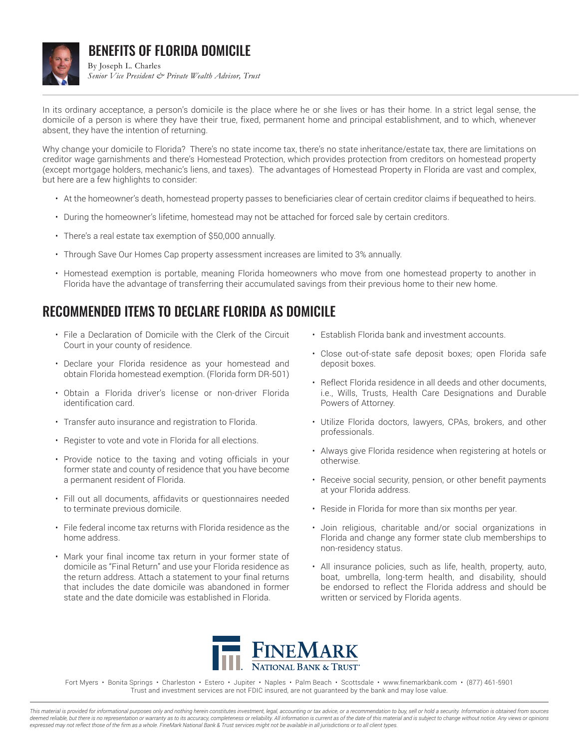# BENEFITS OF FLORIDA DOMICILE

By Joseph L. Charles
*Senior Vice President & Private Wealth Advisor, Trust*

In its ordinary acceptance, a person's domicile is the place where he or she lives or has their home. In a strict legal sense, the domicile of a person is where they have their true, fixed, permanent home and principal establishment, and to which, whenever absent, they have the intention of returning.

Why change your domicile to Florida? There's no state income tax, there's no state inheritance/estate tax, there are limitations on creditor wage garnishments and there's Homestead Protection, which provides protection from creditors on homestead property (except mortgage holders, mechanic's liens, and taxes). The advantages of Homestead Property in Florida are vast and complex, but here are a few highlights to consider:

- At the homeowner's death, homestead property passes to beneficiaries clear of certain creditor claims if bequeathed to heirs.
- During the homeowner's lifetime, homestead may not be attached for forced sale by certain creditors.
- There's a real estate tax exemption of $50,000 annually.
- Through Save Our Homes Cap property assessment increases are limited to 3% annually.
- Homestead exemption is portable, meaning Florida homeowners who move from one homestead property to another in Florida have the advantage of transferring their accumulated savings from their previous home to their new home.

## RECOMMENDED ITEMS TO DECLARE FLORIDA AS DOMICILE

- File a Declaration of Domicile with the Clerk of the Circuit Court in your county of residence.
- Declare your Florida residence as your homestead and obtain Florida homestead exemption. (Florida form DR-501)
- Obtain a Florida driver's license or non-driver Florida identification card.
- Transfer auto insurance and registration to Florida.
- Register to vote and vote in Florida for all elections.
- Provide notice to the taxing and voting officials in your former state and county of residence that you have become a permanent resident of Florida.
- Fill out all documents, affidavits or questionnaires needed to terminate previous domicile.
- File federal income tax returns with Florida residence as the home address.
- Mark your final income tax return in your former state of domicile as "Final Return" and use your Florida residence as the return address. Attach a statement to your final returns that includes the date domicile was abandoned in former state and the date domicile was established in Florida.
- Establish Florida bank and investment accounts.
- Close out-of-state safe deposit boxes; open Florida safe deposit boxes.
- Reflect Florida residence in all deeds and other documents, i.e., Wills, Trusts, Health Care Designations and Durable Powers of Attorney.
- Utilize Florida doctors, lawyers, CPAs, brokers, and other professionals.
- Always give Florida residence when registering at hotels or otherwise.
- Receive social security, pension, or other benefit payments at your Florida address.
- Reside in Florida for more than six months per year.
- Join religious, charitable and/or social organizations in Florida and change any former state club memberships to non-residency status.
- All insurance policies, such as life, health, property, auto, boat, umbrella, long-term health, and disability, should be endorsed to reflect the Florida address and should be written or serviced by Florida agents.

FINEMARK NATIONAL BANK & TRUST®

Fort Myers • Bonita Springs • Charleston • Estero • Jupiter • Naples • Palm Beach • Scottsdale • www.finemarkbank.com • (877) 461-5901
Trust and investment services are not FDIC insured, are not guaranteed by the bank and may lose value.

*This material is provided for informational purposes only and nothing herein constitutes investment, legal, accounting or tax advice, or a recommendation to buy, sell or hold a security. Information is obtained from sources deemed reliable, but there is no representation or warranty as to its accuracy, completeness or reliability. All information is current as of the date of this material and is subject to change without notice. Any views or opinions expressed may not reflect those of the firm as a whole. FineMark National Bank & Trust services might not be available in all jurisdictions or to all client types.*